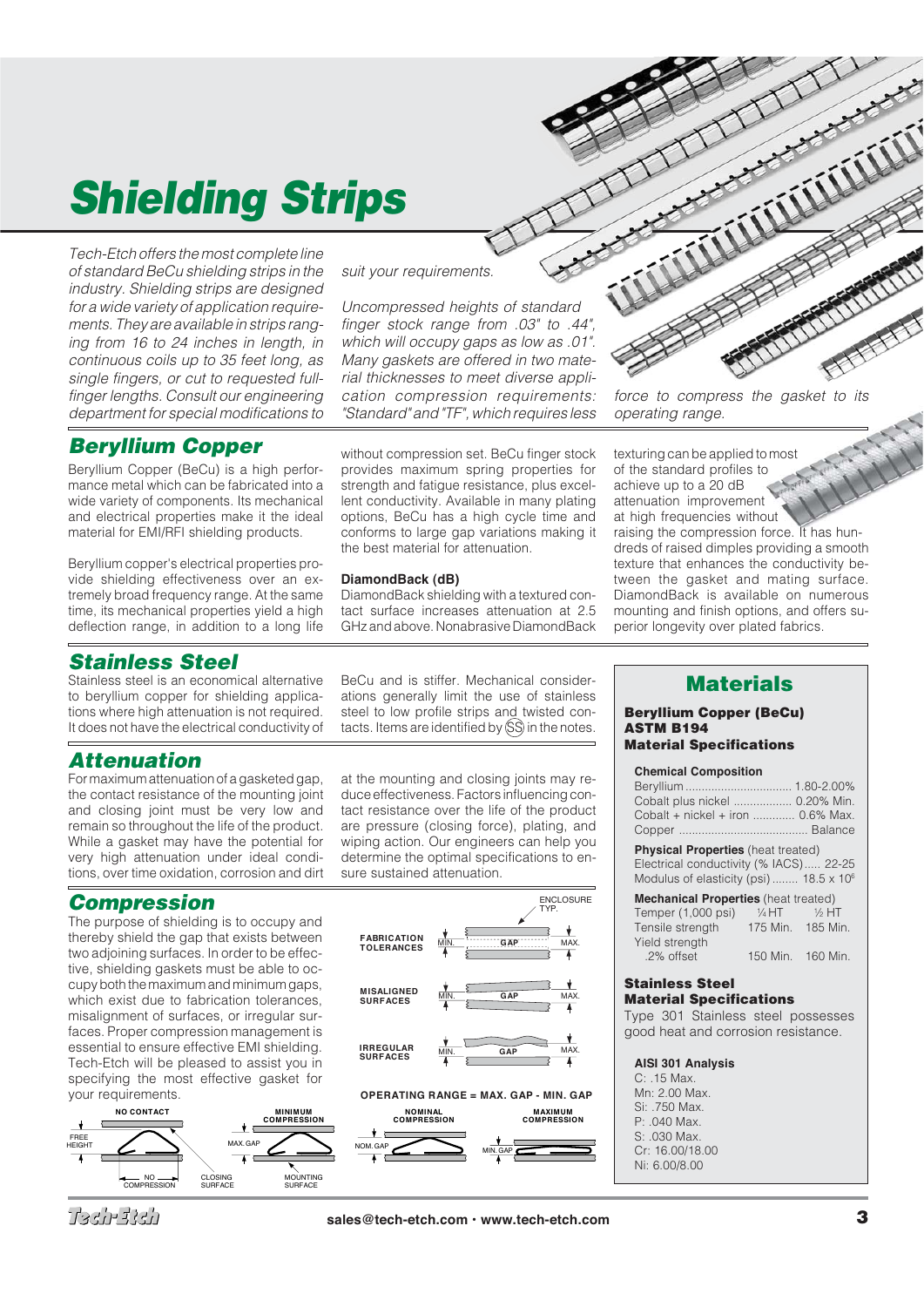# Shielding Strips

*Tech-Etch offers the most complete line of standard BeCu shielding strips in the industry. Shielding strips are designed for a wide variety of application requirements. They are available in strips ranging from 16 to 24 inches in length, in continuous coils up to 35 feet long, as single fingers, or cut to requested full-finger lengths. Consult our engineering department for special modifications to suit your requirements.*

*Uncompressed heights of standard finger stock range from .03" to .44", which will occupy gaps as low as .01". Many gaskets are offered in two material thicknesses to meet diverse application compression requirements: "Standard" and "TF", which requires less force to compress the gasket to its operating range.*

## Beryllium Copper

Beryllium Copper (BeCu) is a high performance metal which can be fabricated into a wide variety of components. Its mechanical and electrical properties make it the ideal material for EMI/RFI shielding products.

Beryllium copper's electrical properties provide shielding effectiveness over an extremely broad frequency range. At the same time, its mechanical properties yield a high deflection range, in addition to a long life without compression set. BeCu finger stock provides maximum spring properties for strength and fatigue resistance, plus excellent conductivity. Available in many plating options, BeCu has a high cycle time and conforms to large gap variations making it the best material for attenuation.

**DiamondBack (dB)**
DiamondBack shielding with a textured contact surface increases attenuation at 2.5 GHz and above. Nonabrasive DiamondBack texturing can be applied to most of the standard profiles to achieve up to a 20 dB attenuation improvement at high frequencies without raising the compression force. It has hundreds of raised dimples providing a smooth texture that enhances the conductivity between the gasket and mating surface. DiamondBack is available on numerous mounting and finish options, and offers superior longevity over plated fabrics.

## Stainless Steel

Stainless steel is an economical alternative to beryllium copper for shielding applications where high attenuation is not required. It does not have the electrical conductivity of BeCu and is stiffer. Mechanical considerations generally limit the use of stainless steel to low profile strips and twisted contacts. Items are identified by (SS) in the notes.

## Attenuation

For maximum attenuation of a gasketed gap, the contact resistance of the mounting joint and closing joint must be very low and remain so throughout the life of the product. While a gasket may have the potential for very high attenuation under ideal conditions, over time oxidation, corrosion and dirt at the mounting and closing joints may reduce effectiveness. Factors influencing contact resistance over the life of the product are pressure (closing force), plating, and wiping action. Our engineers can help you determine the optimal specifications to ensure sustained attenuation.

## Compression

The purpose of shielding is to occupy and thereby shield the gap that exists between two adjoining surfaces. In order to be effective, shielding gaskets must be able to occupy both the maximum and minimum gaps, which exist due to fabrication tolerances, misalignment of surfaces, or irregular surfaces. Proper compression management is essential to ensure effective EMI shielding. Tech-Etch will be pleased to assist you in specifying the most effective gasket for your requirements.

ENCLOSURE TYP.

FABRICATION TOLERANCES — MIN. GAP MAX.

MISALIGNED SURFACES — MIN. GAP MAX.

IRREGULAR SURFACES — MIN. GAP MAX.

**OPERATING RANGE = MAX. GAP - MIN. GAP**

NO CONTACT — FREE HEIGHT — NO COMPRESSION — CLOSING SURFACE

MINIMUM COMPRESSION — MAX. GAP — MOUNTING SURFACE

NOMINAL COMPRESSION — NOM. GAP

MAXIMUM COMPRESSION — MIN. GAP

## Materials

### Beryllium Copper (BeCu) ASTM B194 Material Specifications

**Chemical Composition**

| | |
|---|---|
| Beryllium | 1.80-2.00% |
| Cobalt plus nickel | 0.20% Min. |
| Cobalt + nickel + iron | 0.6% Max. |
| Copper | Balance |

**Physical Properties** (heat treated)

| | |
|---|---|
| Electrical conductivity (% IACS) | 22-25 |
| Modulus of elasticity (psi) | $18.5 \times 10^6$ |

**Mechanical Properties** (heat treated)

| Temper (1,000 psi) | ¼ HT | ½ HT |
|---|---|---|
| Tensile strength | 175 Min. | 185 Min. |
| Yield strength .2% offset | 150 Min. | 160 Min. |

### Stainless Steel Material Specifications

Type 301 Stainless steel possesses good heat and corrosion resistance.

**AISI 301 Analysis**
C: .15 Max.
Mn: 2.00 Max.
Si: .750 Max.
P: .040 Max.
S: .030 Max.
Cr: 16.00/18.00
Ni: 6.00/8.00

Tech-Etch — sales@tech-etch.com • www.tech-etch.com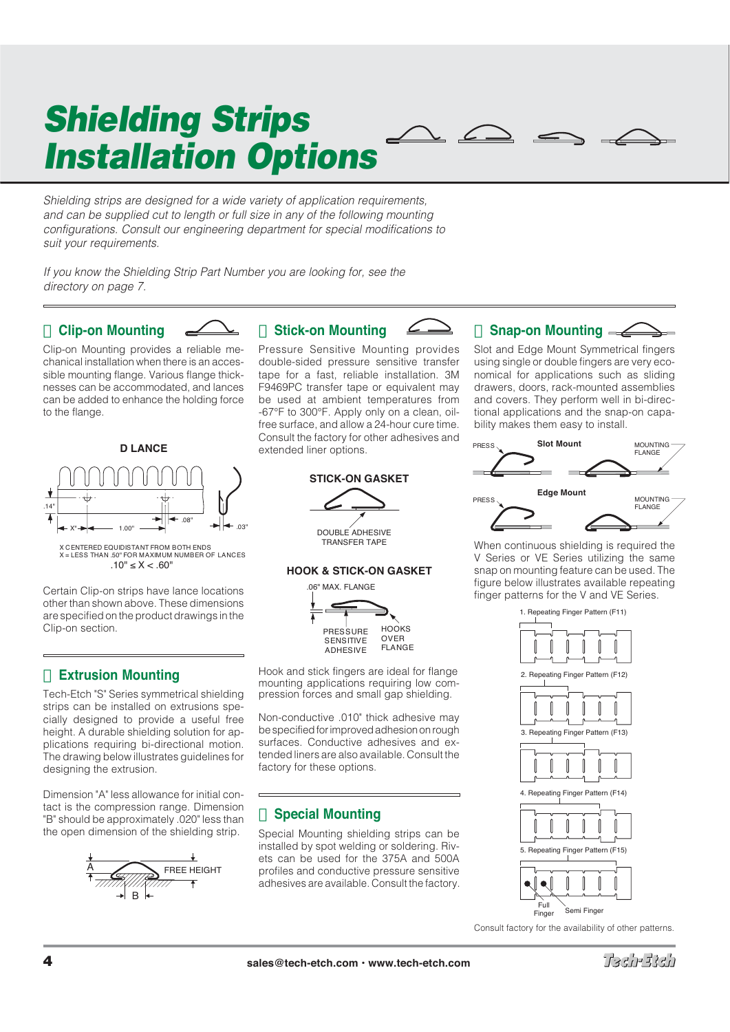# Shielding Strips Installation Options

*Shielding strips are designed for a wide variety of application requirements, and can be supplied cut to length or full size in any of the following mounting configurations. Consult our engineering department for special modifications to suit your requirements.*

*If you know the Shielding Strip Part Number you are looking for, see the directory on page 7.*

## Clip-on Mounting

Clip-on Mounting provides a reliable mechanical installation when there is an accessible mounting flange. Various flange thicknesses can be accommodated, and lances can be added to enhance the holding force to the flange.

D LANCE

.14" X" 1.00" .08" .03"

X CENTERED EQUIDISTANT FROM BOTH ENDS
X = LESS THAN .50" FOR MAXIMUM NUMBER OF LANCES
$.10" \leq X < .60"$

Certain Clip-on strips have lance locations other than shown above. These dimensions are specified on the product drawings in the Clip-on section.

## Extrusion Mounting

Tech-Etch "S" Series symmetrical shielding strips can be installed on extrusions specially designed to provide a useful free height. A durable shielding solution for applications requiring bi-directional motion. The drawing below illustrates guidelines for designing the extrusion.

Dimension "A" less allowance for initial contact is the compression range. Dimension "B" should be approximately .020" less than the open dimension of the shielding strip.

A FREE HEIGHT B

## Stick-on Mounting

Pressure Sensitive Mounting provides double-sided pressure sensitive transfer tape for a fast, reliable installation. 3M F9469PC transfer tape or equivalent may be used at ambient temperatures from -67°F to 300°F. Apply only on a clean, oil-free surface, and allow a 24-hour cure time. Consult the factory for other adhesives and extended liner options.

STICK-ON GASKET

DOUBLE ADHESIVE TRANSFER TAPE

HOOK & STICK-ON GASKET

.06" MAX. FLANGE

PRESSURE SENSITIVE ADHESIVE

HOOKS OVER FLANGE

Hook and stick fingers are ideal for flange mounting applications requiring low compression forces and small gap shielding.

Non-conductive .010" thick adhesive may be specified for improved adhesion on rough surfaces. Conductive adhesives and extended liners are also available. Consult the factory for these options.

## Special Mounting

Special Mounting shielding strips can be installed by spot welding or soldering. Rivets can be used for the 375A and 500A profiles and conductive pressure sensitive adhesives are available. Consult the factory.

## Snap-on Mounting

Slot and Edge Mount Symmetrical fingers using single or double fingers are very economical for applications such as sliding drawers, doors, rack-mounted assemblies and covers. They perform well in bi-directional applications and the snap-on capability makes them easy to install.

Slot Mount — PRESS — MOUNTING FLANGE

Edge Mount — PRESS — MOUNTING FLANGE

When continuous shielding is required the V Series or VE Series utilizing the same snap on mounting feature can be used. The figure below illustrates available repeating finger patterns for the V and VE Series.

1. Repeating Finger Pattern (F11)
2. Repeating Finger Pattern (F12)
3. Repeating Finger Pattern (F13)
4. Repeating Finger Pattern (F14)
5. Repeating Finger Pattern (F15)

Full Finger — Semi Finger

Consult factory for the availability of other patterns.

sales@tech-etch.com • www.tech-etch.com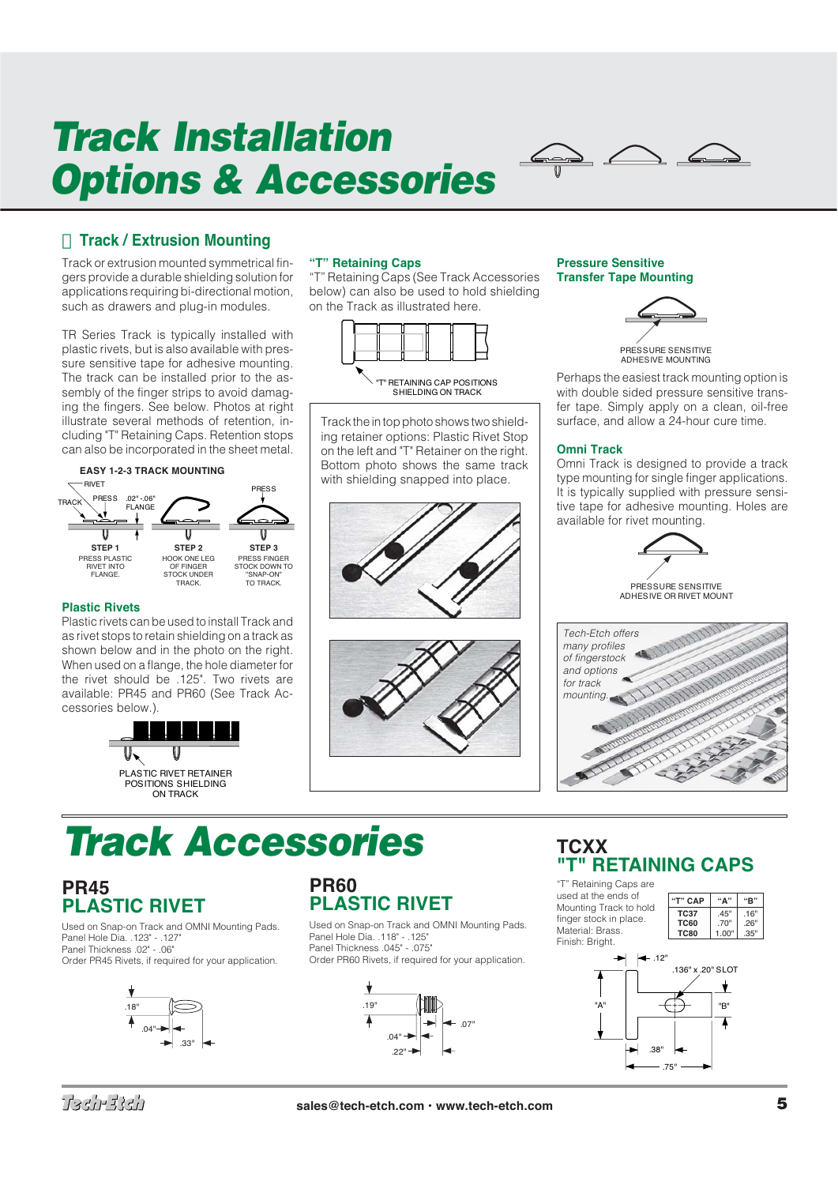# Track Installation Options & Accessories

## Track / Extrusion Mounting

Track or extrusion mounted symmetrical fingers provide a durable shielding solution for applications requiring bi-directional motion, such as drawers and plug-in modules.

TR Series Track is typically installed with plastic rivets, but is also available with pressure sensitive tape for adhesive mounting. The track can be installed prior to the assembly of the finger strips to avoid damaging the fingers. See below. Photos at right illustrate several methods of retention, including "T" Retaining Caps. Retention stops can also be incorporated in the sheet metal.

**EASY 1-2-3 TRACK MOUNTING**

RIVET
TRACK PRESS .02" - .06" FLANGE
PRESS

**STEP 1** PRESS PLASTIC RIVET INTO FLANGE.

**STEP 2** HOOK ONE LEG OF FINGER STOCK UNDER TRACK.

**STEP 3** PRESS FINGER STOCK DOWN TO "SNAP-ON" TO TRACK.

### Plastic Rivets

Plastic rivets can be used to install Track and as rivet stops to retain shielding on a track as shown below and in the photo on the right. When used on a flange, the hole diameter for the rivet should be .125". Two rivets are available: PR45 and PR60 (See Track Accessories below.).

PLASTIC RIVET RETAINER POSITIONS SHIELDING ON TRACK

### "T" Retaining Caps

"T" Retaining Caps (See Track Accessories below) can also be used to hold shielding on the Track as illustrated here.

"T" RETAINING CAP POSITIONS SHIELDING ON TRACK

Track the in top photo shows two shielding retainer options: Plastic Rivet Stop on the left and "T" Retainer on the right. Bottom photo shows the same track with shielding snapped into place.

### Pressure Sensitive Transfer Tape Mounting

PRESSURE SENSITIVE ADHESIVE MOUNTING

Perhaps the easiest track mounting option is with double sided pressure sensitive transfer tape. Simply apply on a clean, oil-free surface, and allow a 24-hour cure time.

### Omni Track

Omni Track is designed to provide a track type mounting for single finger applications. It is typically supplied with pressure sensitive tape for adhesive mounting. Holes are available for rivet mounting.

PRESSURE SENSITIVE ADHESIVE OR RIVET MOUNT

*Tech-Etch offers many profiles of fingerstock and options for track mounting.*

# Track Accessories

## PR45 PLASTIC RIVET

Used on Snap-on Track and OMNI Mounting Pads.
Panel Hole Dia. .123" - .127"
Panel Thickness .02" - .06"
Order PR45 Rivets, if required for your application.

.18" .04" .33"

## PR60 PLASTIC RIVET

Used on Snap-on Track and OMNI Mounting Pads.
Panel Hole Dia. .118" - .125"
Panel Thickness .045" - .075"
Order PR60 Rivets, if required for your application.

.19" .07" .04" .22"

## TCXX "T" RETAINING CAPS

"T" Retaining Caps are used at the ends of Mounting Track to hold finger stock in place.
Material: Brass.
Finish: Bright.

| "T" CAP | "A" | "B" |
|---|---|---|
| TC37 | .45" | .16" |
| TC60 | .70" | .26" |
| TC80 | 1.00" | .35" |

.12" .136" x .20" SLOT "A" "B" .38" .75"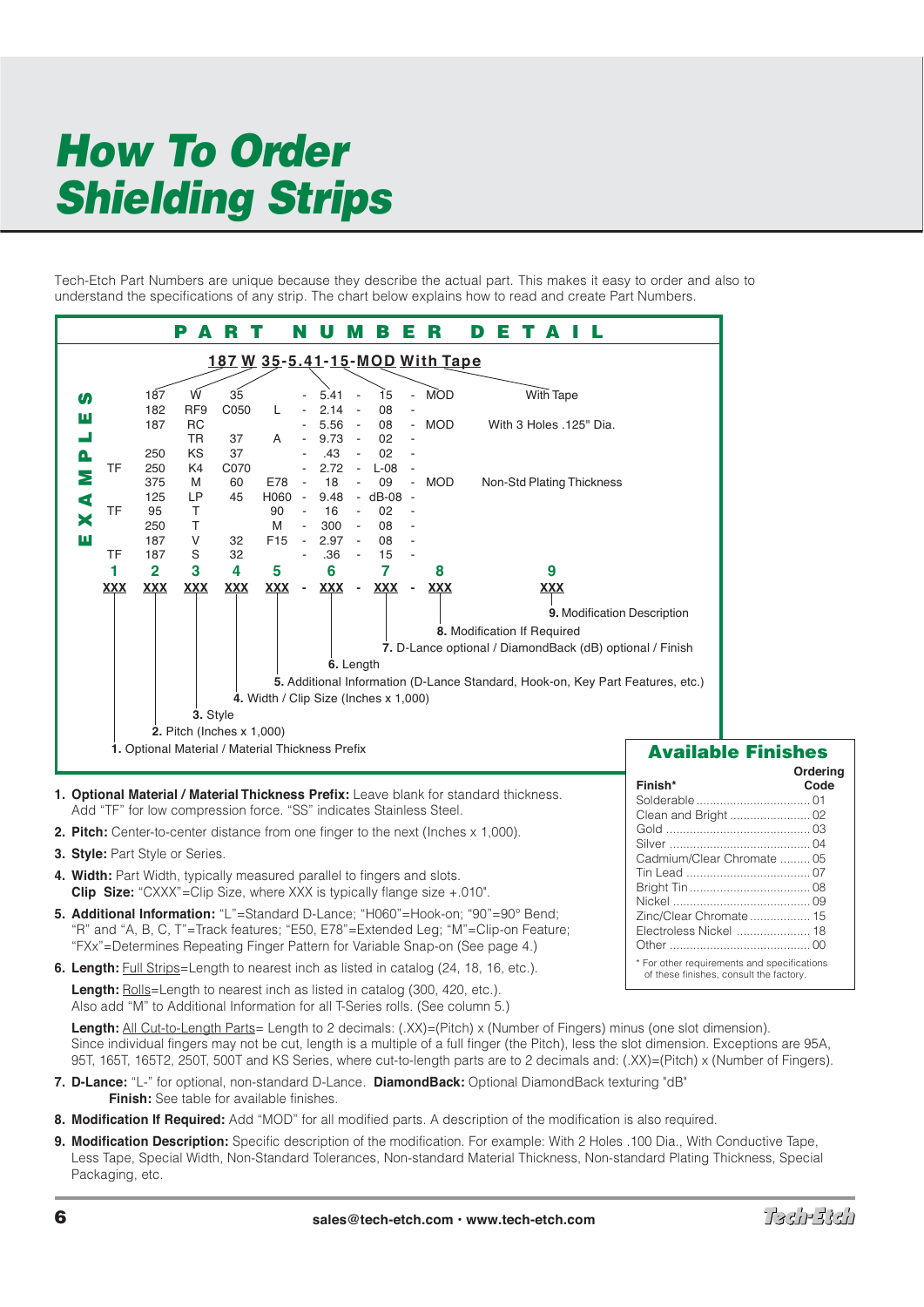# How To Order Shielding Strips

Tech-Etch Part Numbers are unique because they describe the actual part. This makes it easy to order and also to understand the specifications of any strip. The chart below explains how to read and create Part Numbers.

## PART NUMBER DETAIL

**187 W 35-5.41-15-MOD With Tape**

EXAMPLES

| 1 | 2 | 3 | 4 | 5 | | 6 | | 7 | | 8 | 9 |
|---|---|---|---|---|---|---|---|---|---|---|---|
| | 187 | W | 35 | | - | 5.41 | - | 15 | - | MOD | With Tape |
| | 182 | RF9 | C050 | L | - | 2.14 | - | 08 | - | | |
| | 187 | RC | | | - | 5.56 | - | 08 | - | MOD | With 3 Holes .125" Dia. |
| | | TR | 37 | A | - | 9.73 | - | 02 | - | | |
| | 250 | KS | 37 | | - | .43 | - | 02 | - | | |
| TF | 250 | K4 | C070 | | - | 2.72 | - | L-08 | - | | |
| | 375 | M | 60 | E78 | - | 18 | - | 09 | - | MOD | Non-Std Plating Thickness |
| | 125 | LP | 45 | H060 | - | 9.48 | - | dB-08 | - | | |
| TF | 95 | T | | 90 | - | 16 | - | 02 | - | | |
| | 250 | T | | M | - | 300 | - | 08 | - | | |
| | 187 | V | 32 | F15 | - | 2.97 | - | 08 | - | | |
| TF | 187 | S | 32 | | - | .36 | - | 15 | - | | |
| XXX | XXX | XXX | XXX | XXX | - | XXX | - | XXX | - | XXX | XXX |

9. Modification Description
8. Modification If Required
7. D-Lance optional / DiamondBack (dB) optional / Finish
6. Length
5. Additional Information (D-Lance Standard, Hook-on, Key Part Features, etc.)
4. Width / Clip Size (Inches x 1,000)
3. Style
2. Pitch (Inches x 1,000)
1. Optional Material / Material Thickness Prefix

1. **Optional Material / Material Thickness Prefix:** Leave blank for standard thickness. Add "TF" for low compression force. "SS" indicates Stainless Steel.
2. **Pitch:** Center-to-center distance from one finger to the next (Inches x 1,000).
3. **Style:** Part Style or Series.
4. **Width:** Part Width, typically measured parallel to fingers and slots.
   **Clip Size:** "CXXX"=Clip Size, where XXX is typically flange size +.010".
5. **Additional Information:** "L"=Standard D-Lance; "H060"=Hook-on; "90"=90° Bend; "R" and "A, B, C, T"=Track features; "E50, E78"=Extended Leg; "M"=Clip-on Feature; "FXx"=Determines Repeating Finger Pattern for Variable Snap-on (See page 4.)
6. **Length:** Full Strips=Length to nearest inch as listed in catalog (24, 18, 16, etc.).
   **Length:** Rolls=Length to nearest inch as listed in catalog (300, 420, etc.).
   Also add "M" to Additional Information for all T-Series rolls. (See column 5.)

   **Length:** All Cut-to-Length Parts= Length to 2 decimals: (.XX)=(Pitch) x (Number of Fingers) minus (one slot dimension). Since individual fingers may not be cut, length is a multiple of a full finger (the Pitch), less the slot dimension. Exceptions are 95A, 95T, 165T, 165T2, 250T, 500T and KS Series, where cut-to-length parts are to 2 decimals and: (.XX)=(Pitch) x (Number of Fingers).
7. **D-Lance:** "L-" for optional, non-standard D-Lance. **DiamondBack:** Optional DiamondBack texturing "dB"
   **Finish:** See table for available finishes.
8. **Modification If Required:** Add "MOD" for all modified parts. A description of the modification is also required.
9. **Modification Description:** Specific description of the modification. For example: With 2 Holes .100 Dia., With Conductive Tape, Less Tape, Special Width, Non-Standard Tolerances, Non-standard Material Thickness, Non-standard Plating Thickness, Special Packaging, etc.

## Available Finishes

| Finish* | Ordering Code |
|---|---|
| Solderable | 01 |
| Clean and Bright | 02 |
| Gold | 03 |
| Silver | 04 |
| Cadmium/Clear Chromate | 05 |
| Tin Lead | 07 |
| Bright Tin | 08 |
| Nickel | 09 |
| Zinc/Clear Chromate | 15 |
| Electroless Nickel | 18 |
| Other | 00 |

* For other requirements and specifications of these finishes, consult the factory.

sales@tech-etch.com • www.tech-etch.com